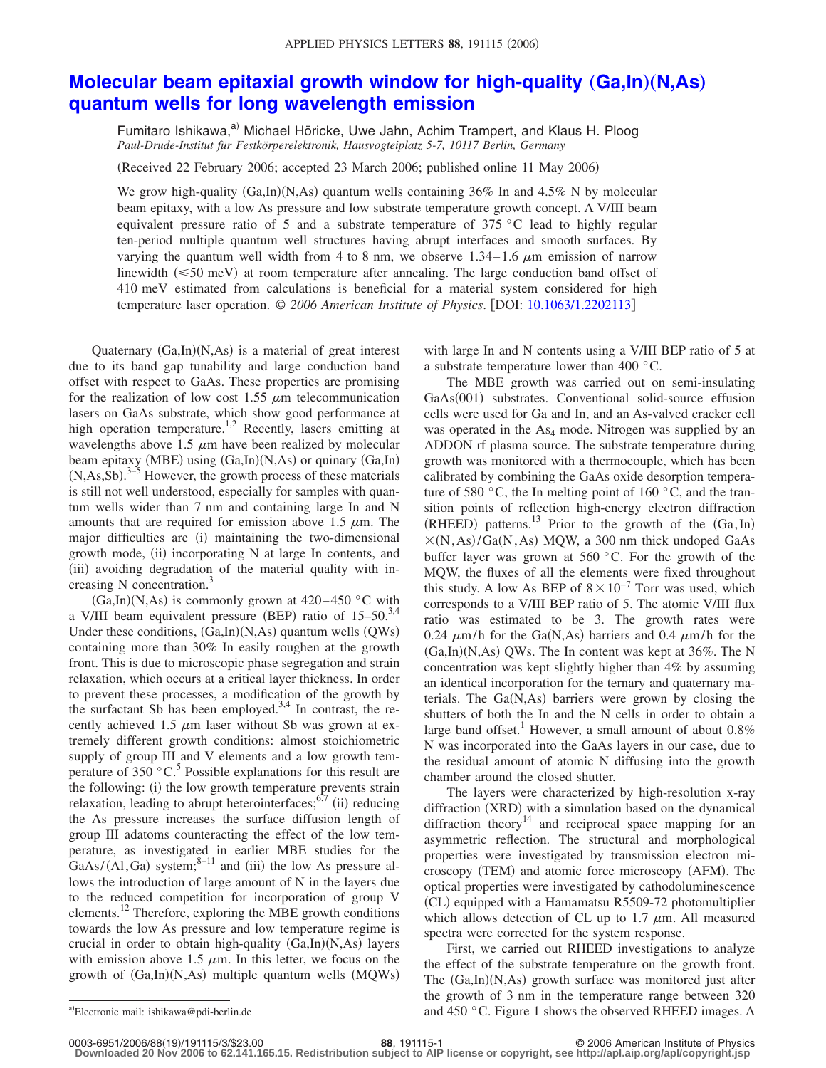# Molecular beam epitaxial growth window for high-quality (Ga,In)(N,As) quantum wells for long wavelength emission

Fumitaro Ishikawa,[a] Michael Höricke, Uwe Jahn, Achim Trampert, and Klaus H. Ploog

*Paul-Drude-Institut für Festkörperelektronik, Hausvogteiplatz 5-7, 10117 Berlin, Germany*

(Received 22 February 2006; accepted 23 March 2006; published online 11 May 2006)

We grow high-quality (Ga,In)(N,As) quantum wells containing 36% In and 4.5% N by molecular beam epitaxy, with a low As pressure and low substrate temperature growth concept. A V/III beam equivalent pressure ratio of 5 and a substrate temperature of 375 °C lead to highly regular ten-period multiple quantum well structures having abrupt interfaces and smooth surfaces. By varying the quantum well width from 4 to 8 nm, we observe 1.34–1.6 $\mu$m emission of narrow linewidth ($\leq$50 meV) at room temperature after annealing. The large conduction band offset of 410 meV estimated from calculations is beneficial for a material system considered for high temperature laser operation. *© 2006 American Institute of Physics*. [DOI: 10.1063/1.2202113]

Quaternary (Ga,In)(N,As) is a material of great interest due to its band gap tunability and large conduction band offset with respect to GaAs. These properties are promising for the realization of low cost 1.55 $\mu$m telecommunication lasers on GaAs substrate, which show good performance at high operation temperature.[1,2] Recently, lasers emitting at wavelengths above 1.5 $\mu$m have been realized by molecular beam epitaxy (MBE) using (Ga,In)(N,As) or quinary (Ga,In)(N,As,Sb).[3–5] However, the growth process of these materials is still not well understood, especially for samples with quantum wells wider than 7 nm and containing large In and N amounts that are required for emission above 1.5 $\mu$m. The major difficulties are (i) maintaining the two-dimensional growth mode, (ii) incorporating N at large In contents, and (iii) avoiding degradation of the material quality with increasing N concentration.[3]

(Ga,In)(N,As) is commonly grown at 420–450 °C with a V/III beam equivalent pressure (BEP) ratio of 15–50.[3,4] Under these conditions, (Ga,In)(N,As) quantum wells (QWs) containing more than 30% In easily roughen at the growth front. This is due to microscopic phase segregation and strain relaxation, which occurs at a critical layer thickness. In order to prevent these processes, a modification of the growth by the surfactant Sb has been employed.[3,4] In contrast, the recently achieved 1.5 $\mu$m laser without Sb was grown at extremely different growth conditions: almost stoichiometric supply of group III and V elements and a low growth temperature of 350 °C.[5] Possible explanations for this result are the following: (i) the low growth temperature prevents strain relaxation, leading to abrupt heterointerfaces;[6,7] (ii) reducing the As pressure increases the surface diffusion length of group III adatoms counteracting the effect of the low temperature, as investigated in earlier MBE studies for the GaAs/(Al,Ga) system;[8–11] and (iii) the low As pressure allows the introduction of large amount of N in the layers due to the reduced competition for incorporation of group V elements.[12] Therefore, exploring the MBE growth conditions towards the low As pressure and low temperature regime is crucial in order to obtain high-quality (Ga,In)(N,As) layers with emission above 1.5 $\mu$m. In this letter, we focus on the growth of (Ga,In)(N,As) multiple quantum wells (MQWs) with large In and N contents using a V/III BEP ratio of 5 at a substrate temperature lower than 400 °C.

The MBE growth was carried out on semi-insulating GaAs(001) substrates. Conventional solid-source effusion cells were used for Ga and In, and an As-valved cracker cell was operated in the $As_4$ mode. Nitrogen was supplied by an ADDON rf plasma source. The substrate temperature during growth was monitored with a thermocouple, which has been calibrated by combining the GaAs oxide desorption temperature of 580 °C, the In melting point of 160 °C, and the transition points of reflection high-energy electron diffraction (RHEED) patterns.[13] Prior to the growth of the (Ga,In)$\times$(N,As)/Ga(N,As) MQW, a 300 nm thick undoped GaAs buffer layer was grown at 560 °C. For the growth of the MQW, the fluxes of all the elements were fixed throughout this study. A low As BEP of $8\times10^{-7}$ Torr was used, which corresponds to a V/III BEP ratio of 5. The atomic V/III flux ratio was estimated to be 3. The growth rates were 0.24 $\mu$m/h for the Ga(N,As) barriers and 0.4 $\mu$m/h for the (Ga,In)(N,As) QWs. The In content was kept at 36%. The N concentration was kept slightly higher than 4% by assuming an identical incorporation for the ternary and quaternary materials. The Ga(N,As) barriers were grown by closing the shutters of both the In and the N cells in order to obtain a large band offset.[1] However, a small amount of about 0.8% N was incorporated into the GaAs layers in our case, due to the residual amount of atomic N diffusing into the growth chamber around the closed shutter.

The layers were characterized by high-resolution x-ray diffraction (XRD) with a simulation based on the dynamical diffraction theory[14] and reciprocal space mapping for an asymmetric reflection. The structural and morphological properties were investigated by transmission electron microscopy (TEM) and atomic force microscopy (AFM). The optical properties were investigated by cathodoluminescence (CL) equipped with a Hamamatsu R5509-72 photomultiplier which allows detection of CL up to 1.7 $\mu$m. All measured spectra were corrected for the system response.

First, we carried out RHEED investigations to analyze the effect of the substrate temperature on the growth front. The (Ga,In)(N,As) growth surface was monitored just after the growth of 3 nm in the temperature range between 320 and 450 °C. Figure 1 shows the observed RHEED images. A

[a]Electronic mail: ishikawa@pdi-berlin.de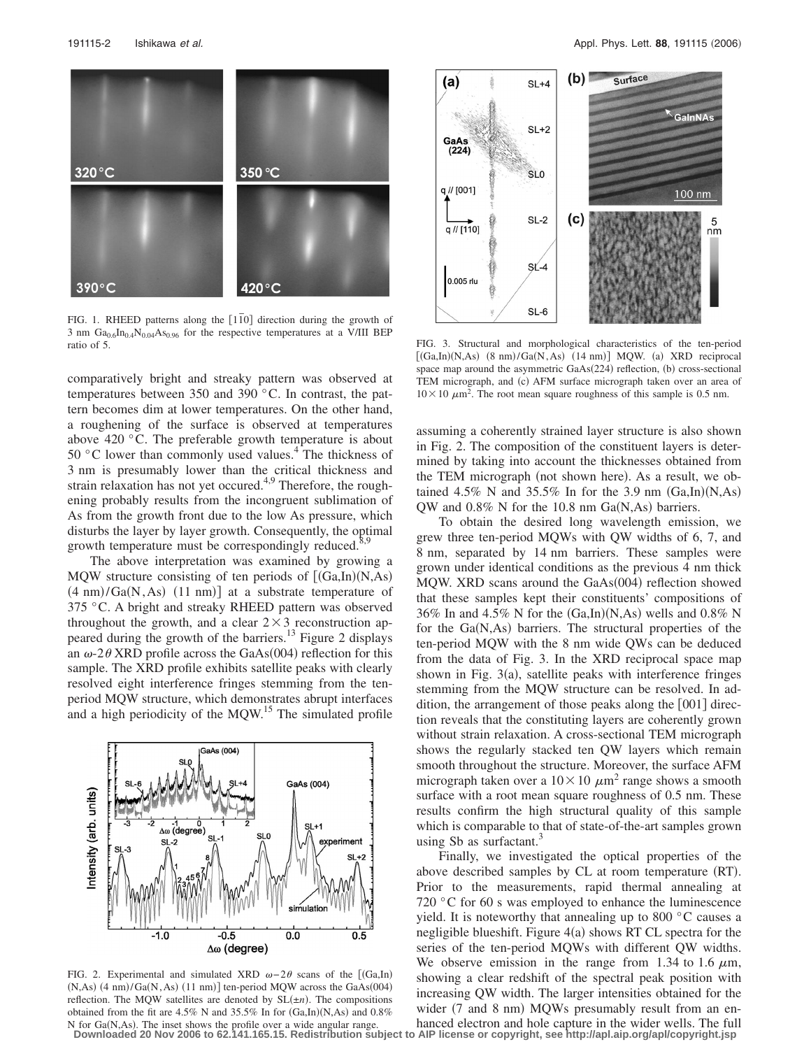FIG. 1. RHEED patterns along the $[1\bar{1}0]$ direction during the growth of 3 nm $Ga_{0.6}In_{0.4}N_{0.04}As_{0.96}$ for the respective temperatures at a V/III BEP ratio of 5.

comparatively bright and streaky pattern was observed at temperatures between 350 and 390 °C. In contrast, the pattern becomes dim at lower temperatures. On the other hand, a roughening of the surface is observed at temperatures above 420 °C. The preferable growth temperature is about 50 °C lower than commonly used values.[4] The thickness of 3 nm is presumably lower than the critical thickness and strain relaxation has not yet occured.[4,9] Therefore, the roughening probably results from the incongruent sublimation of As from the growth front due to the low As pressure, which disturbs the layer by layer growth. Consequently, the optimal growth temperature must be correspondingly reduced.[8,9]

The above interpretation was examined by growing a MQW structure consisting of ten periods of [(Ga,In)(N,As) (4 nm)/Ga(N,As) (11 nm)] at a substrate temperature of 375 °C. A bright and streaky RHEED pattern was observed throughout the growth, and a clear $2\times3$ reconstruction appeared during the growth of the barriers.[13] Figure 2 displays an $\omega$-$2\theta$ XRD profile across the GaAs(004) reflection for this sample. The XRD profile exhibits satellite peaks with clearly resolved eight interference fringes stemming from the ten-period MQW structure, which demonstrates abrupt interfaces and a high periodicity of the MQW.[15] The simulated profile assuming a coherently strained layer structure is also shown in Fig. 2. The composition of the constituent layers is determined by taking into account the thicknesses obtained from the TEM micrograph (not shown here). As a result, we obtained 4.5% N and 35.5% In for the 3.9 nm (Ga,In)(N,As) QW and 0.8% N for the 10.8 nm Ga(N,As) barriers.

FIG. 2. Experimental and simulated XRD $\omega-2\theta$ scans of the [(Ga,In)(N,As) (4 nm)/Ga(N,As) (11 nm)] ten-period MQW across the GaAs(004) reflection. The MQW satellites are denoted by SL($\pm n$). The compositions obtained from the fit are 4.5% N and 35.5% In for (Ga,In)(N,As) and 0.8% N for Ga(N,As). The inset shows the profile over a wide angular range.

FIG. 3. Structural and morphological characteristics of the ten-period [(Ga,In)(N,As) (8 nm)/Ga(N,As) (14 nm)] MQW. (a) XRD reciprocal space map around the asymmetric GaAs(224) reflection, (b) cross-sectional TEM micrograph, and (c) AFM surface micrograph taken over an area of $10\times10$ $\mu m^2$. The root mean square roughness of this sample is 0.5 nm.

To obtain the desired long wavelength emission, we grew three ten-period MQWs with QW widths of 6, 7, and 8 nm, separated by 14 nm barriers. These samples were grown under identical conditions as the previous 4 nm thick MQW. XRD scans around the GaAs(004) reflection showed that these samples kept their constituents' compositions of 36% In and 4.5% N for the (Ga,In)(N,As) wells and 0.8% N for the Ga(N,As) barriers. The structural properties of the ten-period MQW with the 8 nm wide QWs can be deduced from the data of Fig. 3. In the XRD reciprocal space map shown in Fig. 3(a), satellite peaks with interference fringes stemming from the MQW structure can be resolved. In addition, the arrangement of those peaks along the [001] direction reveals that the constituting layers are coherently grown without strain relaxation. A cross-sectional TEM micrograph shows the regularly stacked ten QW layers which remain smooth throughout the structure. Moreover, the surface AFM micrograph taken over a $10\times10$ $\mu m^2$ range shows a smooth surface with a root mean square roughness of 0.5 nm. These results confirm the high structural quality of this sample which is comparable to that of state-of-the-art samples grown using Sb as surfactant.[3]

Finally, we investigated the optical properties of the above described samples by CL at room temperature (RT). Prior to the measurements, rapid thermal annealing at 720 °C for 60 s was employed to enhance the luminescence yield. It is noteworthy that annealing up to 800 °C causes a negligible blueshift. Figure 4(a) shows RT CL spectra for the series of the ten-period MQWs with different QW widths. We observe emission in the range from 1.34 to 1.6 $\mu$m, showing a clear redshift of the spectral peak position with increasing QW width. The larger intensities obtained for the wider (7 and 8 nm) MQWs presumably result from an enhanced electron and hole capture in the wider wells. The full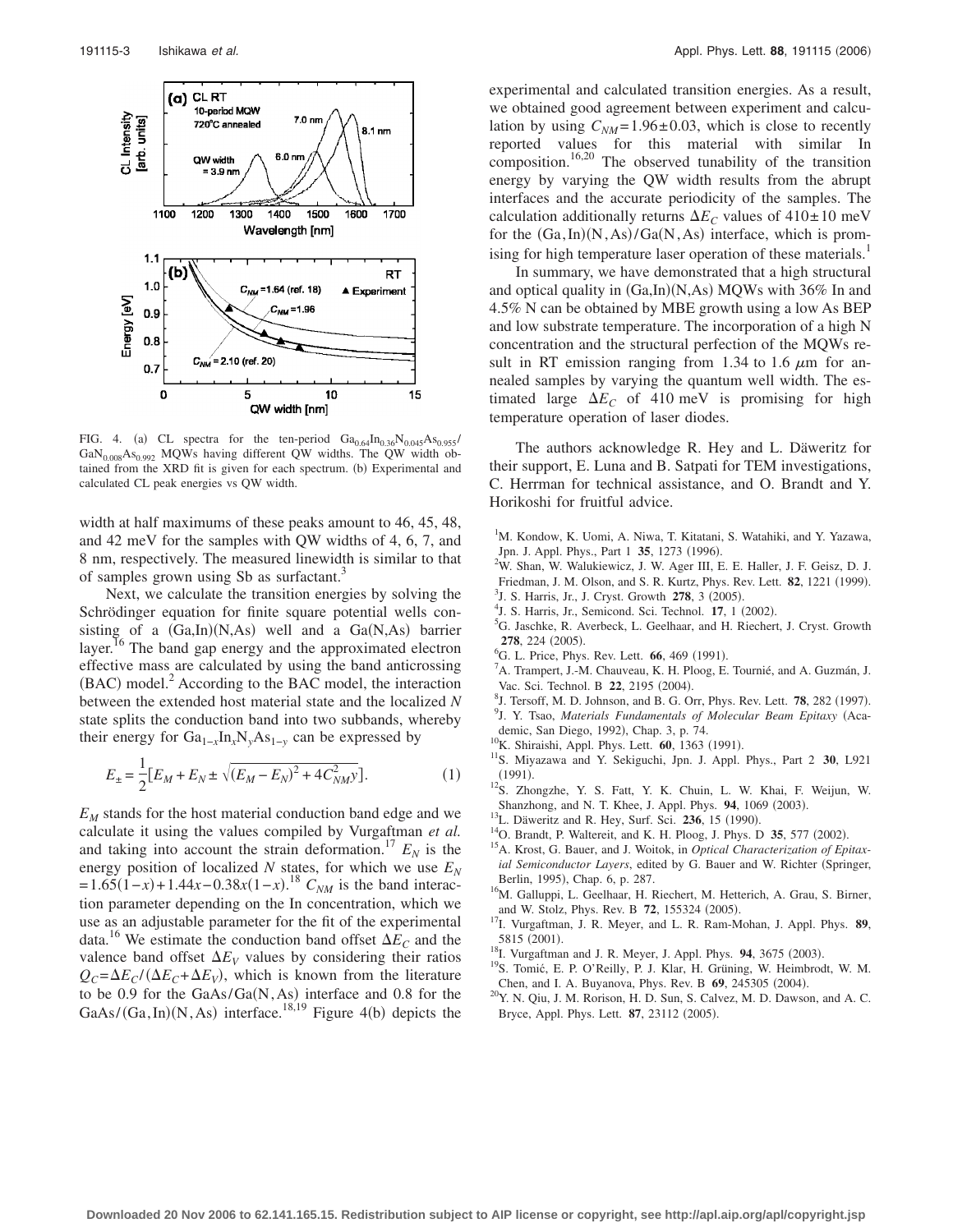(a) CL RT
10-period MQW
720°C annealed
CL Intensity [arb. units]
QW width = 3.9 nm
6.0 nm
7.0 nm
8.1 nm
1100 1200 1300 1400 1500 1600 1700
Wavelength [nm]

(b)
RT
▲ Experiment
$C_{NM}$ =1.64 (ref. 18)
$C_{NM}$ =1.96
$C_{NM}$ = 2.10 (ref. 20)
Energy [eV]
1.1 1.0 0.9 0.8 0.7
0 5 10 15
QW width [nm]

FIG. 4. (a) CL spectra for the ten-period $Ga_{0.64}In_{0.36}N_{0.045}As_{0.955}$/ $GaN_{0.008}As_{0.992}$ MQWs having different QW widths. The QW width obtained from the XRD fit is given for each spectrum. (b) Experimental and calculated CL peak energies vs QW width.

width at half maximums of these peaks amount to 46, 45, 48, and 42 meV for the samples with QW widths of 4, 6, 7, and 8 nm, respectively. The measured linewidth is similar to that of samples grown using Sb as surfactant.[3]

Next, we calculate the transition energies by solving the Schrödinger equation for finite square potential wells consisting of a (Ga,In)(N,As) well and a Ga(N,As) barrier layer.[16] The band gap energy and the approximated electron effective mass are calculated by using the band anticrossing (BAC) model.[2] According to the BAC model, the interaction between the extended host material state and the localized *N* state splits the conduction band into two subbands, whereby their energy for $Ga_{1-x}In_xN_yAs_{1-y}$ can be expressed by

$$E_{\pm} = \frac{1}{2}\left[E_M + E_N \pm \sqrt{(E_M - E_N)^2 + 4C_{NM}^2 y}\right]. \qquad (1)$$

$E_M$ stands for the host material conduction band edge and we calculate it using the values compiled by Vurgaftman *et al.* and taking into account the strain deformation.[17] $E_N$ is the energy position of localized *N* states, for which we use $E_N = 1.65(1-x) + 1.44x - 0.38x(1-x)$.[18] $C_{NM}$ is the band interaction parameter depending on the In concentration, which we use as an adjustable parameter for the fit of the experimental data.[16] We estimate the conduction band offset $\Delta E_C$ and the valence band offset $\Delta E_V$ values by considering their ratios $Q_C = \Delta E_C / (\Delta E_C + \Delta E_V)$, which is known from the literature to be 0.9 for the GaAs/Ga(N,As) interface and 0.8 for the GaAs/(Ga,In)(N,As) interface.[18,19] Figure 4(b) depicts the experimental and calculated transition energies. As a result, we obtained good agreement between experiment and calculation by using $C_{NM} = 1.96 \pm 0.03$, which is close to recently reported values for this material with similar In composition.[16,20] The observed tunability of the transition energy by varying the QW width results from the abrupt interfaces and the accurate periodicity of the samples. The calculation additionally returns $\Delta E_C$ values of $410 \pm 10$ meV for the (Ga,In)(N,As)/Ga(N,As) interface, which is promising for high temperature laser operation of these materials.[1]

In summary, we have demonstrated that a high structural and optical quality in (Ga,In)(N,As) MQWs with 36% In and 4.5% N can be obtained by MBE growth using a low As BEP and low substrate temperature. The incorporation of a high N concentration and the structural perfection of the MQWs result in RT emission ranging from 1.34 to 1.6 $\mu$m for annealed samples by varying the quantum well width. The estimated large $\Delta E_C$ of 410 meV is promising for high temperature operation of laser diodes.

The authors acknowledge R. Hey and L. Däweritz for their support, E. Luna and B. Satpati for TEM investigations, C. Herrman for technical assistance, and O. Brandt and Y. Horikoshi for fruitful advice.

[1] M. Kondow, K. Uomi, A. Niwa, T. Kitatani, S. Watahiki, and Y. Yazawa, Jpn. J. Appl. Phys., Part 1 **35**, 1273 (1996).
[2] W. Shan, W. Walukiewicz, J. W. Ager III, E. E. Haller, J. F. Geisz, D. J. Friedman, J. M. Olson, and S. R. Kurtz, Phys. Rev. Lett. **82**, 1221 (1999).
[3] J. S. Harris, Jr., J. Cryst. Growth **278**, 3 (2005).
[4] J. S. Harris, Jr., Semicond. Sci. Technol. **17**, 1 (2002).
[5] G. Jaschke, R. Averbeck, L. Geelhaar, and H. Riechert, J. Cryst. Growth **278**, 224 (2005).
[6] G. L. Price, Phys. Rev. Lett. **66**, 469 (1991).
[7] A. Trampert, J.-M. Chauveau, K. H. Ploog, E. Tournié, and A. Guzmán, J. Vac. Sci. Technol. B **22**, 2195 (2004).
[8] J. Tersoff, M. D. Johnson, and B. G. Orr, Phys. Rev. Lett. **78**, 282 (1997).
[9] J. Y. Tsao, *Materials Fundamentals of Molecular Beam Epitaxy* (Academic, San Diego, 1992), Chap. 3, p. 74.
[10] K. Shiraishi, Appl. Phys. Lett. **60**, 1363 (1991).
[11] S. Miyazawa and Y. Sekiguchi, Jpn. J. Appl. Phys., Part 2 **30**, L921 (1991).
[12] S. Zhongzhe, Y. S. Fatt, Y. K. Chuin, L. W. Khai, F. Weijun, W. Shanzhong, and N. T. Khee, J. Appl. Phys. **94**, 1069 (2003).
[13] L. Däweritz and R. Hey, Surf. Sci. **236**, 15 (1990).
[14] O. Brandt, P. Waltereit, and K. H. Ploog, J. Phys. D **35**, 577 (2002).
[15] A. Krost, G. Bauer, and J. Woitok, in *Optical Characterization of Epitaxial Semiconductor Layers*, edited by G. Bauer and W. Richter (Springer, Berlin, 1995), Chap. 6, p. 287.
[16] M. Galluppi, L. Geelhaar, H. Riechert, M. Hetterich, A. Grau, S. Birner, and W. Stolz, Phys. Rev. B **72**, 155324 (2005).
[17] I. Vurgaftman, J. R. Meyer, and L. R. Ram-Mohan, J. Appl. Phys. **89**, 5815 (2001).
[18] I. Vurgaftman and J. R. Meyer, J. Appl. Phys. **94**, 3675 (2003).
[19] S. Tomić, E. P. O'Reilly, P. J. Klar, H. Grüning, W. Heimbrodt, W. M. Chen, and I. A. Buyanova, Phys. Rev. B **69**, 245305 (2004).
[20] Y. N. Qiu, J. M. Rorison, H. D. Sun, S. Calvez, M. D. Dawson, and A. C. Bryce, Appl. Phys. Lett. **87**, 23112 (2005).